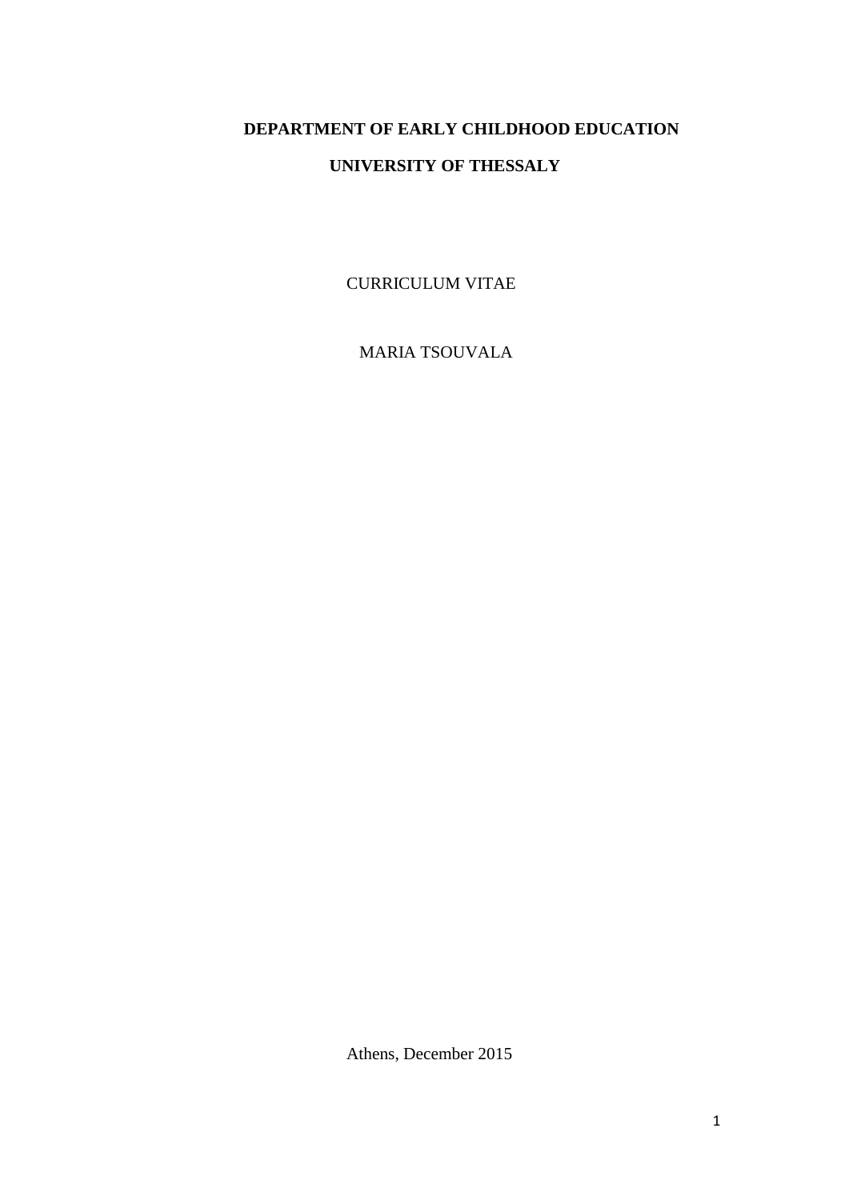**DEPARTMENT OF EARLY CHILDHOOD EDUCATION**

**UNIVERSITY OF THESSALY**

CURRICULUM VITAE

MARIA TSOUVALA

Athens, December 2015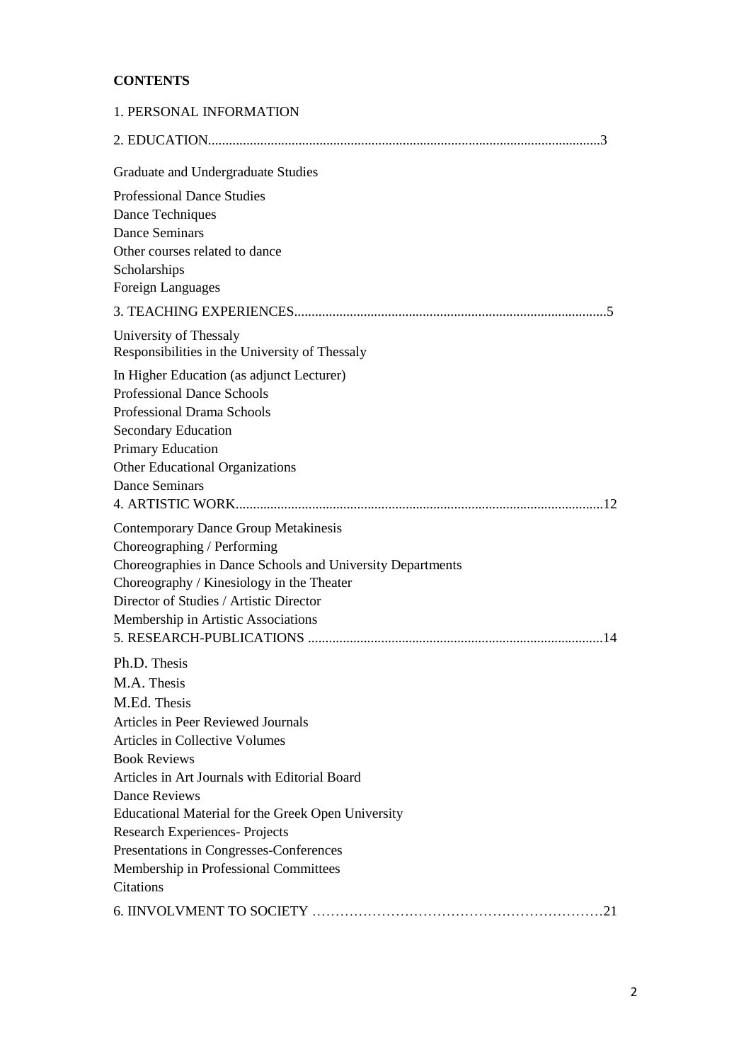**CONTENTS**

1. PERSONAL INFORMATION

2. EDUCATION................................................................................................................3

Graduate and Undergraduate Studies

Professional Dance Studies
Dance Techniques
Dance Seminars
Other courses related to dance
Scholarships
Foreign Languages

3. TEACHING EXPERIENCES.........................................................................................5

University of Thessaly
Responsibilities in the University of Thessaly

In Higher Education (as adjunct Lecturer)
Professional Dance Schools
Professional Drama Schools
Secondary Education
Primary Education
Other Educational Organizations
Dance Seminars

4. ARTISTIC WORK.........................................................................................................12

Contemporary Dance Group Metakinesis
Choreographing / Performing
Choreographies in Dance Schools and University Departments
Choreography / Kinesiology in the Theater
Director of Studies / Artistic Director
Membership in Artistic Associations

5. RESEARCH-PUBLICATIONS ....................................................................................14

Ph.D. Thesis
M.A. Thesis
M.Ed. Thesis
Articles in Peer Reviewed Journals
Articles in Collective Volumes
Book Reviews
Articles in Art Journals with Editorial Board
Dance Reviews
Educational Material for the Greek Open University
Research Experiences- Projects
Presentations in Congresses-Conferences
Membership in Professional Committees
Citations

6. IINVOLVMENT TO SOCIETY ………………………………………………………21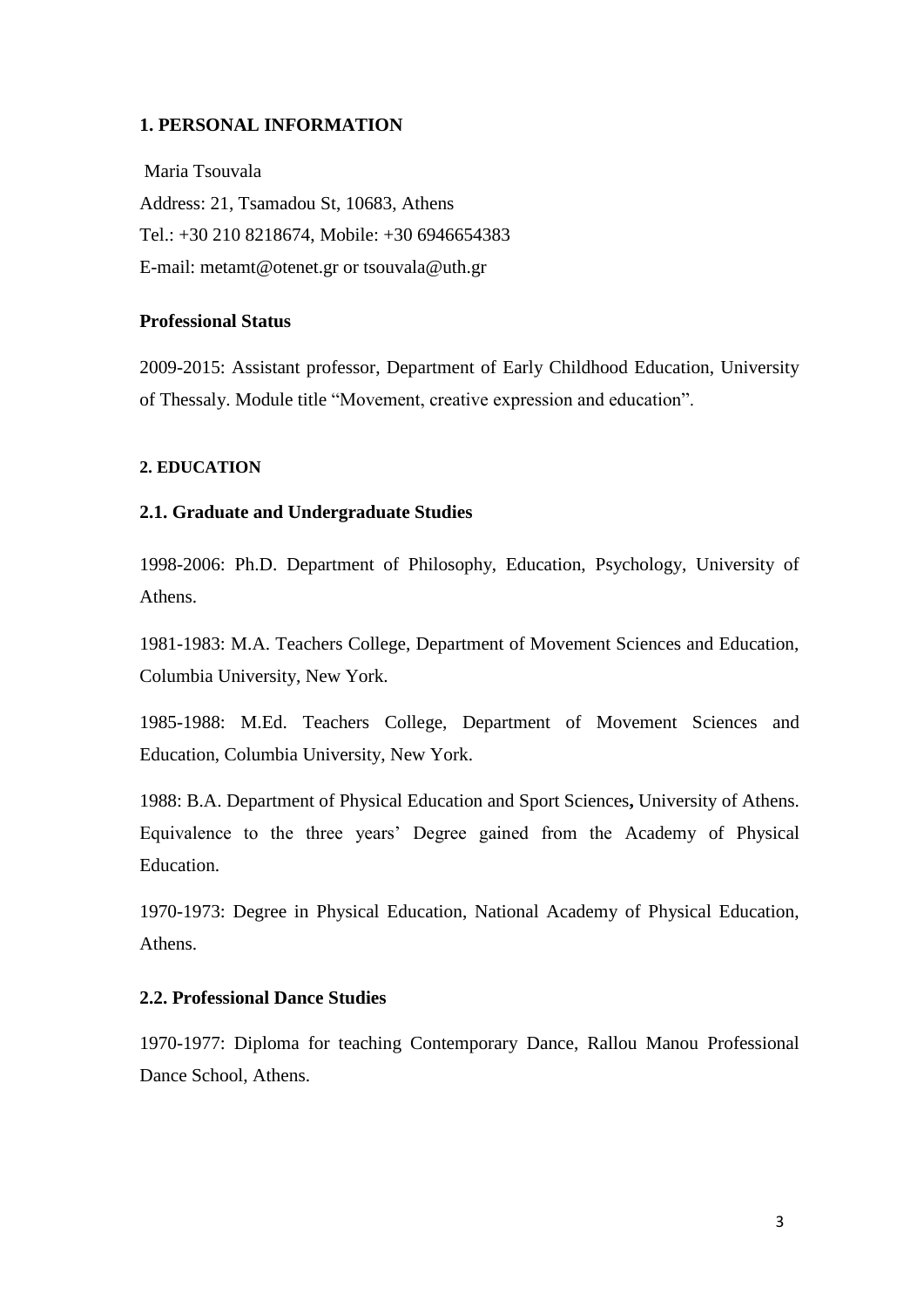## 1. PERSONAL INFORMATION

Maria Tsouvala

Address: 21, Tsamadou St, 10683, Athens

Tel.: +30 210 8218674, Mobile: +30 6946654383

E-mail: metamt@otenet.gr or tsouvala@uth.gr

### Professional Status

2009-2015: Assistant professor, Department of Early Childhood Education, University of Thessaly. Module title "Movement, creative expression and education".

## 2. EDUCATION

### 2.1. Graduate and Undergraduate Studies

1998-2006: Ph.D. Department of Philosophy, Education, Psychology, University of Athens.

1981-1983: M.A. Teachers College, Department of Movement Sciences and Education, Columbia University, New York.

1985-1988: M.Ed. Teachers College, Department of Movement Sciences and Education, Columbia University, New York.

1988: B.A. Department of Physical Education and Sport Sciences**,** University of Athens. Equivalence to the three years' Degree gained from the Academy of Physical Education.

1970-1973: Degree in Physical Education, National Academy of Physical Education, Athens.

### 2.2. Professional Dance Studies

1970-1977: Diploma for teaching Contemporary Dance, Rallou Manou Professional Dance School, Athens.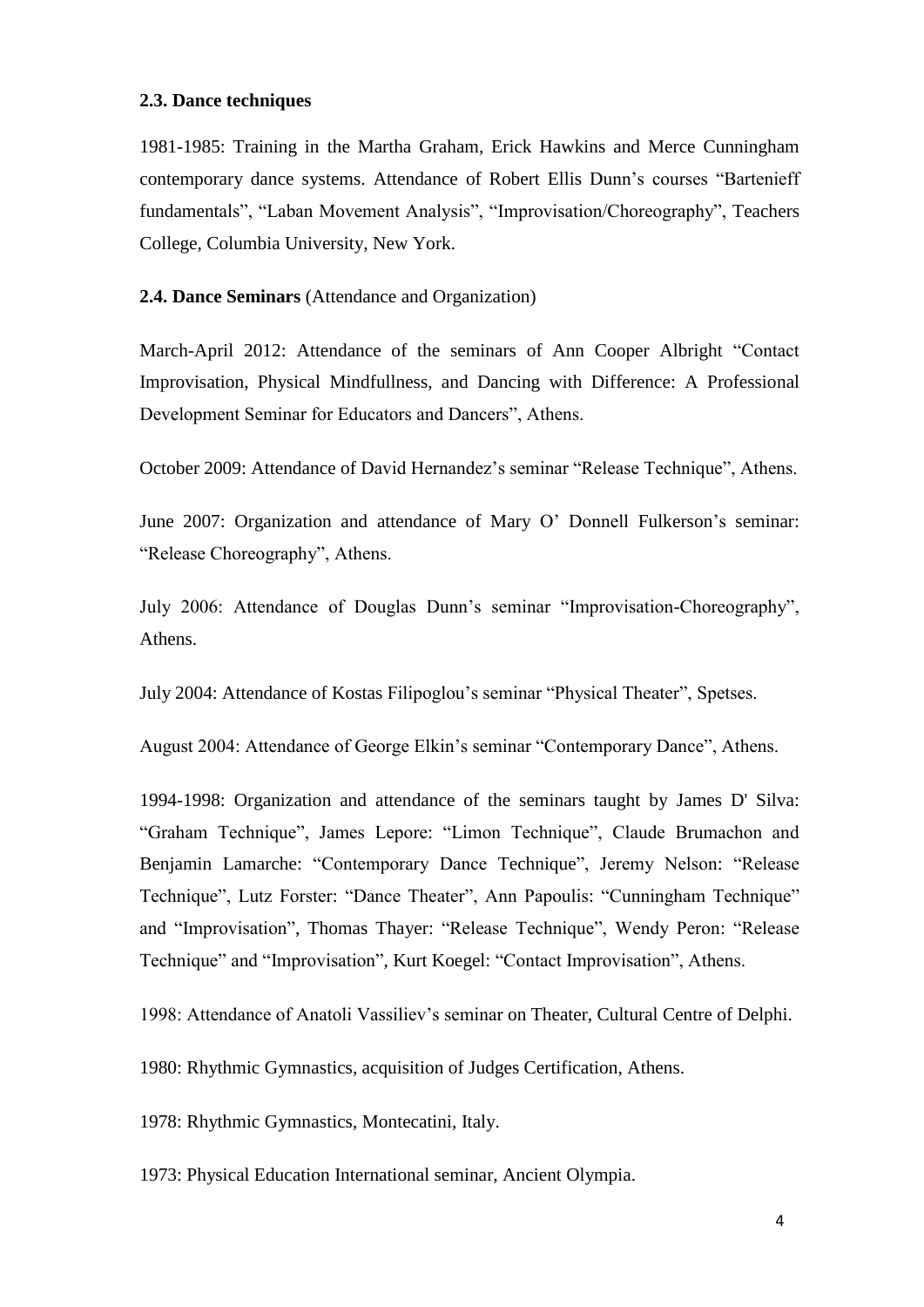### 2.3. Dance techniques

1981-1985: Training in the Martha Graham, Erick Hawkins and Merce Cunningham contemporary dance systems. Attendance of Robert Ellis Dunn's courses "Bartenieff fundamentals", "Laban Movement Analysis", "Improvisation/Choreography", Teachers College, Columbia University, New York.

### 2.4. Dance Seminars (Attendance and Organization)

March-April 2012: Attendance of the seminars of Ann Cooper Albright "Contact Improvisation, Physical Mindfullness, and Dancing with Difference: A Professional Development Seminar for Educators and Dancers", Athens.

October 2009: Attendance of David Hernandez's seminar "Release Technique", Athens.

June 2007: Organization and attendance of Mary O' Donnell Fulkerson's seminar: "Release Choreography", Athens.

July 2006: Attendance of Douglas Dunn's seminar "Improvisation-Choreography", Athens.

July 2004: Attendance of Kostas Filipoglou's seminar "Physical Theater", Spetses.

August 2004: Attendance of George Elkin's seminar "Contemporary Dance", Athens.

1994-1998: Organization and attendance of the seminars taught by James D' Silva: "Graham Technique", James Lepore: "Limon Technique", Claude Brumachon and Benjamin Lamarche: "Contemporary Dance Technique", Jeremy Nelson: "Release Technique", Lutz Forster: "Dance Theater", Ann Papoulis: "Cunningham Technique" and "Improvisation", Thomas Thayer: "Release Technique", Wendy Peron: "Release Technique" and "Improvisation", Kurt Koegel: "Contact Improvisation", Athens.

1998: Attendance of Anatoli Vassiliev's seminar on Theater, Cultural Centre of Delphi.

1980: Rhythmic Gymnastics, acquisition of Judges Certification, Athens.

1978: Rhythmic Gymnastics, Montecatini, Italy.

1973: Physical Education International seminar, Ancient Olympia.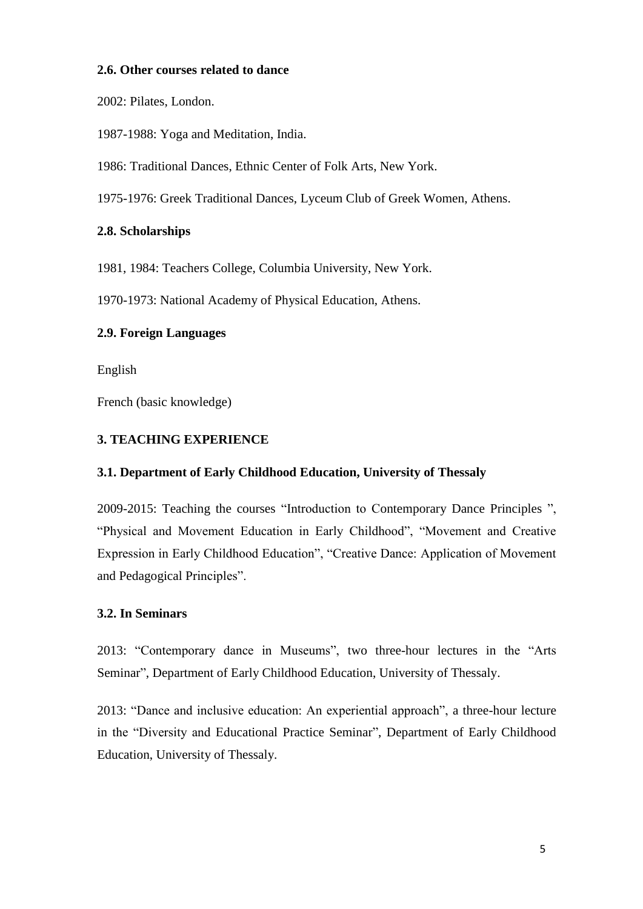### 2.6. Other courses related to dance

2002: Pilates, London.

1987-1988: Yoga and Meditation, India.

1986: Traditional Dances, Ethnic Center of Folk Arts, New York.

1975-1976: Greek Traditional Dances, Lyceum Club of Greek Women, Athens.

### 2.8. Scholarships

1981, 1984: Teachers College, Columbia University, New York.

1970-1973: National Academy of Physical Education, Athens.

### 2.9. Foreign Languages

English

French (basic knowledge)

## 3. TEACHING EXPERIENCE

### 3.1. Department of Early Childhood Education, University of Thessaly

2009-2015: Teaching the courses "Introduction to Contemporary Dance Principles ", "Physical and Movement Education in Early Childhood", "Movement and Creative Expression in Early Childhood Education", "Creative Dance: Application of Movement and Pedagogical Principles".

### 3.2. In Seminars

2013: "Contemporary dance in Museums", two three-hour lectures in the "Arts Seminar", Department of Early Childhood Education, University of Thessaly.

2013: "Dance and inclusive education: An experiential approach", a three-hour lecture in the "Diversity and Educational Practice Seminar", Department of Early Childhood Education, University of Thessaly.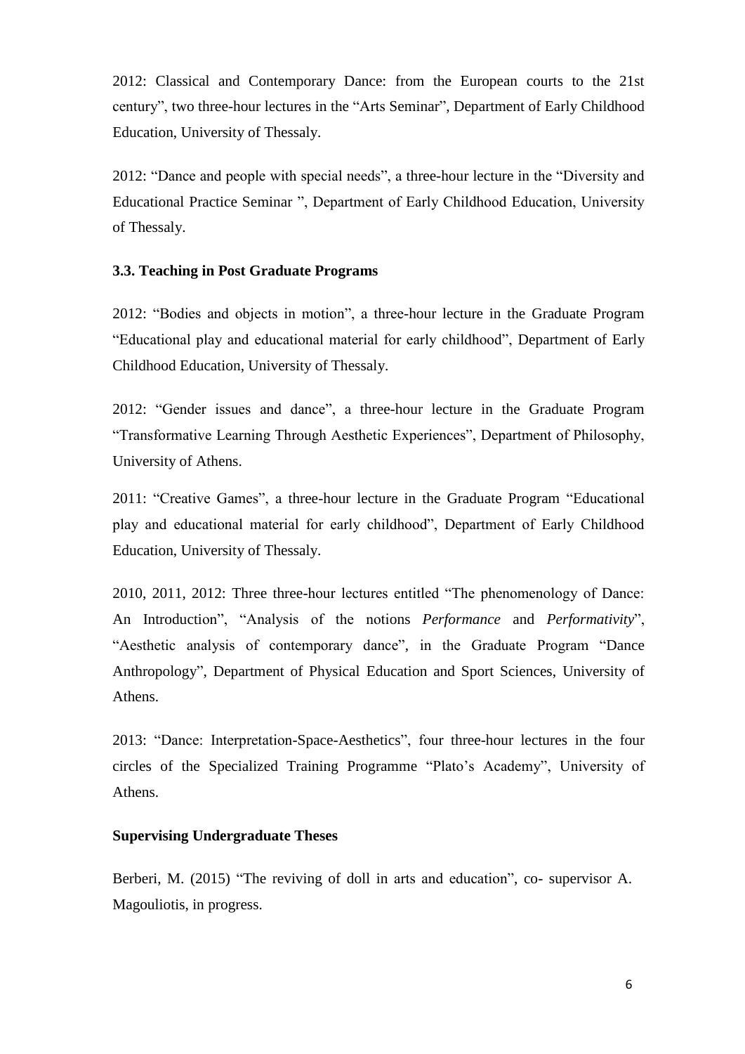2012: Classical and Contemporary Dance: from the European courts to the 21st century", two three-hour lectures in the "Arts Seminar", Department of Early Childhood Education, University of Thessaly.

2012: "Dance and people with special needs", a three-hour lecture in the "Diversity and Educational Practice Seminar ", Department of Early Childhood Education, University of Thessaly.

### 3.3. Teaching in Post Graduate Programs

2012: "Bodies and objects in motion", a three-hour lecture in the Graduate Program "Educational play and educational material for early childhood", Department of Early Childhood Education, University of Thessaly.

2012: "Gender issues and dance", a three-hour lecture in the Graduate Program "Transformative Learning Through Aesthetic Experiences", Department of Philosophy, University of Athens.

2011: "Creative Games", a three-hour lecture in the Graduate Program "Educational play and educational material for early childhood", Department of Early Childhood Education, University of Thessaly.

2010, 2011, 2012: Three three-hour lectures entitled "The phenomenology of Dance: An Introduction", "Analysis of the notions *Performance* and *Performativity*", "Aesthetic analysis of contemporary dance", in the Graduate Program "Dance Anthropology", Department of Physical Education and Sport Sciences, University of Athens.

2013: "Dance: Interpretation-Space-Aesthetics", four three-hour lectures in the four circles of the Specialized Training Programme "Plato's Academy", University of Athens.

### Supervising Undergraduate Theses

Berberi, M. (2015) "The reviving of doll in arts and education", co- supervisor A. Magouliotis, in progress.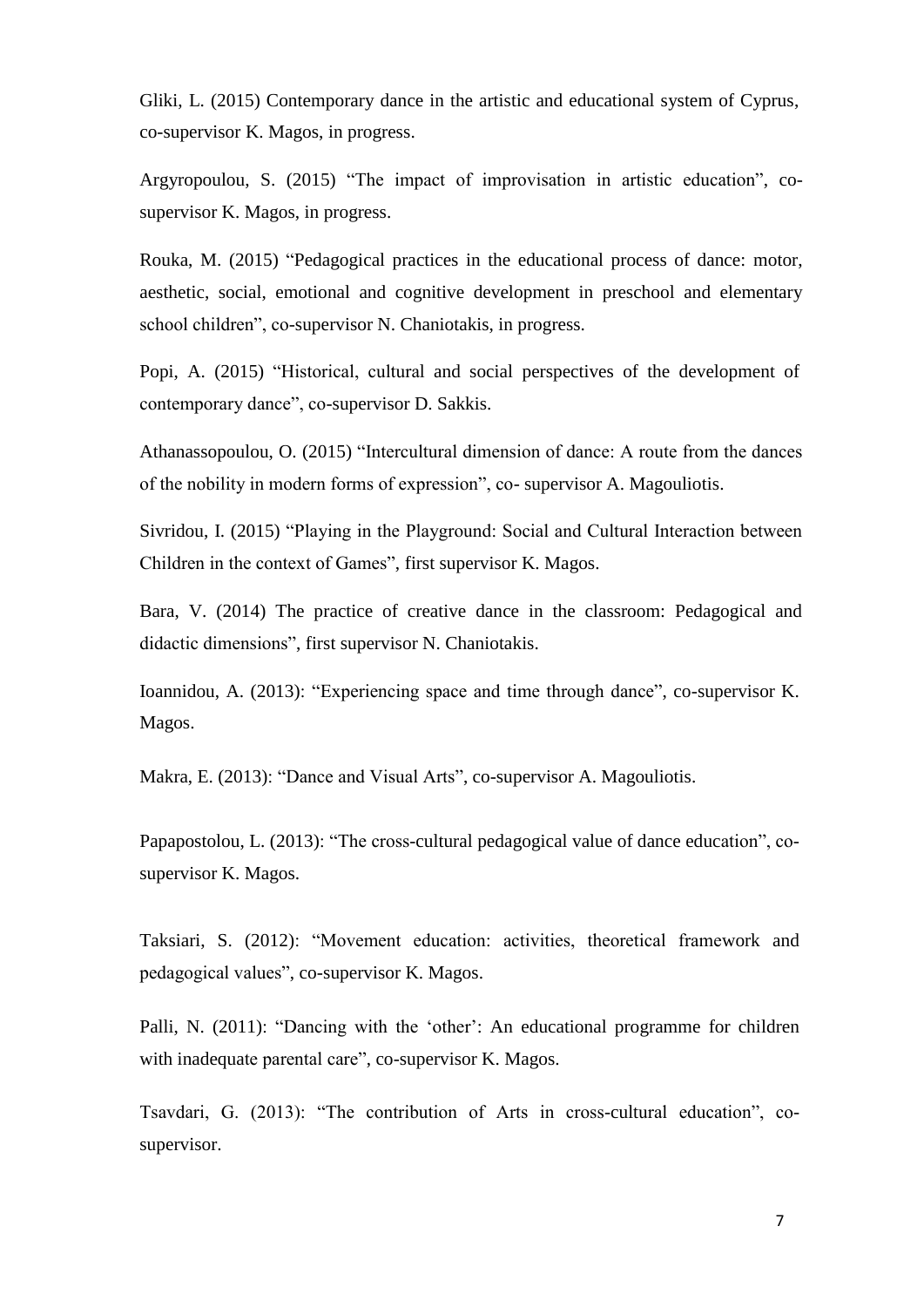Gliki, L. (2015) Contemporary dance in the artistic and educational system of Cyprus, co-supervisor K. Magos, in progress.

Argyropoulou, S. (2015) “The impact of improvisation in artistic education”, co-supervisor K. Magos, in progress.

Rouka, M. (2015) “Pedagogical practices in the educational process of dance: motor, aesthetic, social, emotional and cognitive development in preschool and elementary school children”, co-supervisor N. Chaniotakis, in progress.

Popi, A. (2015) “Historical, cultural and social perspectives of the development of contemporary dance”, co-supervisor D. Sakkis.

Athanassopoulou, O. (2015) “Intercultural dimension of dance: A route from the dances of the nobility in modern forms of expression”, co- supervisor A. Magouliotis.

Sivridou, I. (2015) “Playing in the Playground: Social and Cultural Interaction between Children in the context of Games”, first supervisor K. Magos.

Bara, V. (2014) The practice of creative dance in the classroom: Pedagogical and didactic dimensions”, first supervisor N. Chaniotakis.

Ioannidou, A. (2013): “Experiencing space and time through dance”, co-supervisor K. Magos.

Makra, E. (2013): “Dance and Visual Arts”, co-supervisor A. Magouliotis.

Papapostolou, L. (2013): “The cross-cultural pedagogical value of dance education”, co-supervisor K. Magos.

Taksiari, S. (2012): “Movement education: activities, theoretical framework and pedagogical values”, co-supervisor K. Magos.

Palli, N. (2011): “Dancing with the ‘other’: An educational programme for children with inadequate parental care”, co-supervisor K. Magos.

Tsavdari, G. (2013): “The contribution of Arts in cross-cultural education”, co-supervisor.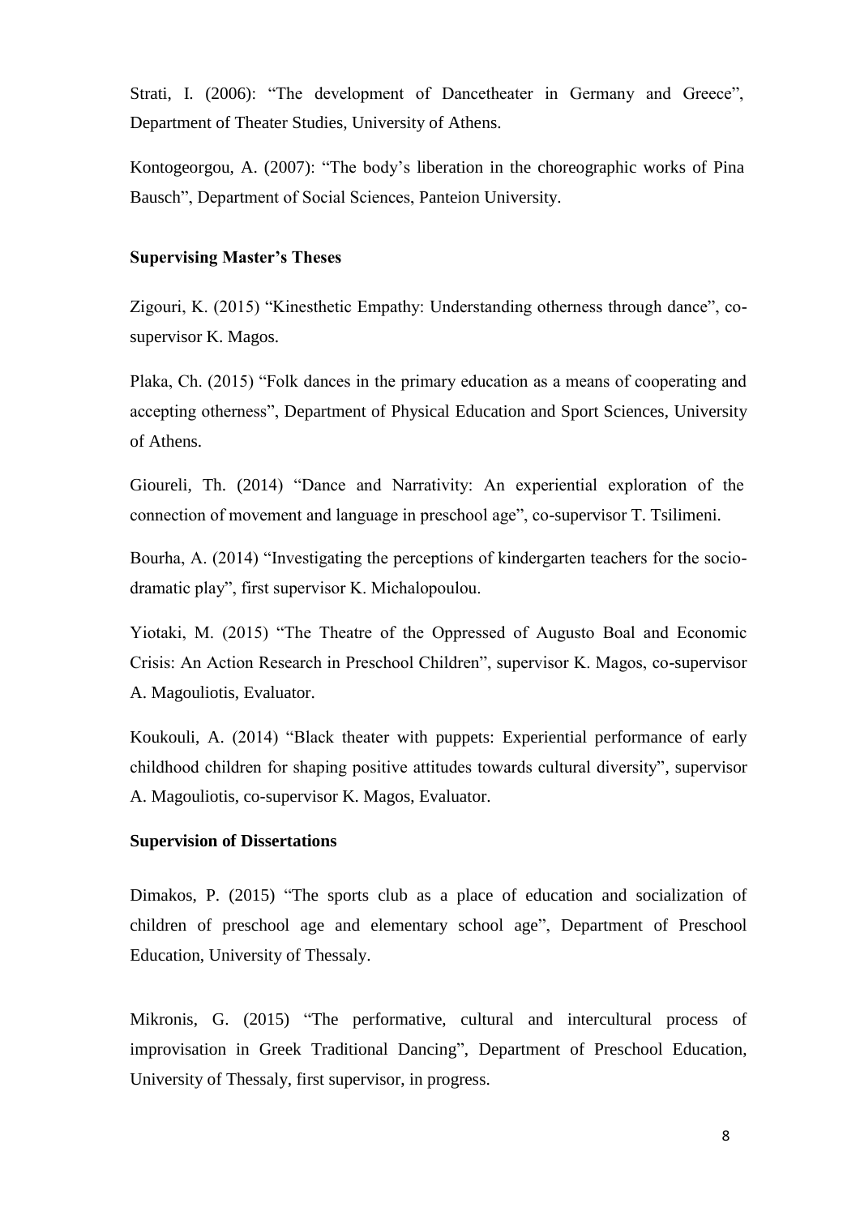Strati, I. (2006): “The development of Dancetheater in Germany and Greece”, Department of Theater Studies, University of Athens.

Kontogeorgou, A. (2007): “The body’s liberation in the choreographic works of Pina Bausch”, Department of Social Sciences, Panteion University.

**Supervising Master’s Theses**

Zigouri, K. (2015) “Kinesthetic Empathy: Understanding otherness through dance”, co-supervisor K. Magos.

Plaka, Ch. (2015) “Folk dances in the primary education as a means of cooperating and accepting otherness”, Department of Physical Education and Sport Sciences, University of Athens.

Gioureli, Th. (2014) “Dance and Narrativity: An experiential exploration of the connection of movement and language in preschool age”, co-supervisor T. Tsilimeni.

Bourha, A. (2014) “Investigating the perceptions of kindergarten teachers for the socio-dramatic play”, first supervisor K. Michalopoulou.

Yiotaki, M. (2015) “The Theatre of the Oppressed of Augusto Boal and Economic Crisis: An Action Research in Preschool Children”, supervisor K. Magos, co-supervisor A. Magouliotis, Evaluator.

Koukouli, A. (2014) “Black theater with puppets: Experiential performance of early childhood children for shaping positive attitudes towards cultural diversity”, supervisor A. Magouliotis, co-supervisor K. Magos, Evaluator.

**Supervision of Dissertations**

Dimakos, P. (2015) “The sports club as a place of education and socialization of children of preschool age and elementary school age”, Department of Preschool Education, University of Thessaly.

Mikronis, G. (2015) “The performative, cultural and intercultural process of improvisation in Greek Traditional Dancing”, Department of Preschool Education, University of Thessaly, first supervisor, in progress.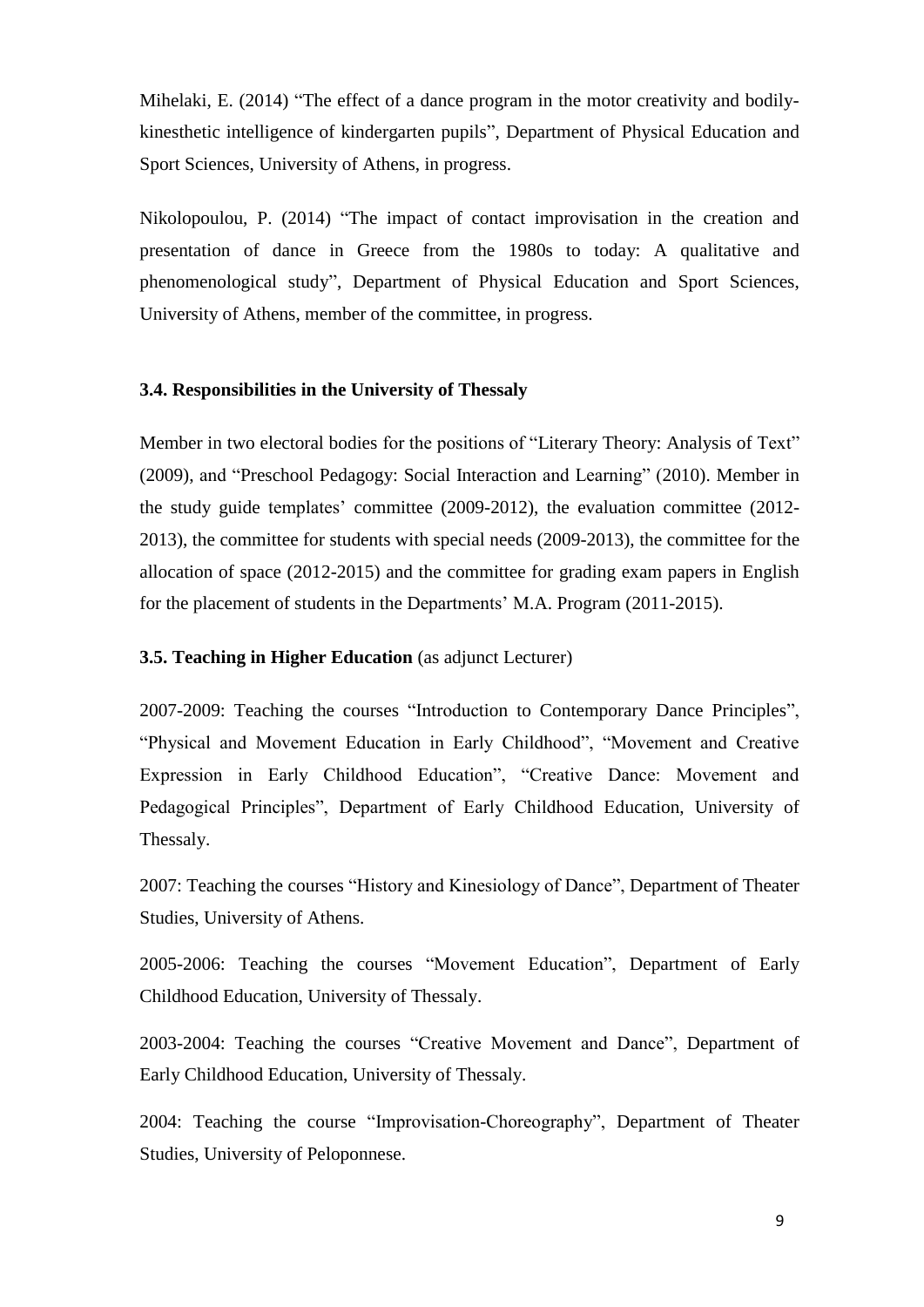Mihelaki, E. (2014) "The effect of a dance program in the motor creativity and bodily-kinesthetic intelligence of kindergarten pupils", Department of Physical Education and Sport Sciences, University of Athens, in progress.

Nikolopoulou, P. (2014) "The impact of contact improvisation in the creation and presentation of dance in Greece from the 1980s to today: A qualitative and phenomenological study", Department of Physical Education and Sport Sciences, University of Athens, member of the committee, in progress.

### 3.4. Responsibilities in the University of Thessaly

Member in two electoral bodies for the positions of "Literary Theory: Analysis of Text" (2009), and "Preschool Pedagogy: Social Interaction and Learning" (2010). Member in the study guide templates' committee (2009-2012), the evaluation committee (2012-2013), the committee for students with special needs (2009-2013), the committee for the allocation of space (2012-2015) and the committee for grading exam papers in English for the placement of students in the Departments' M.A. Program (2011-2015).

### 3.5. Teaching in Higher Education (as adjunct Lecturer)

2007-2009: Teaching the courses "Introduction to Contemporary Dance Principles", "Physical and Movement Education in Early Childhood", "Movement and Creative Expression in Early Childhood Education", "Creative Dance: Movement and Pedagogical Principles", Department of Early Childhood Education, University of Thessaly.

2007: Teaching the courses "History and Kinesiology of Dance", Department of Theater Studies, University of Athens.

2005-2006: Teaching the courses "Movement Education", Department of Early Childhood Education, University of Thessaly.

2003-2004: Teaching the courses "Creative Movement and Dance", Department of Early Childhood Education, University of Thessaly.

2004: Teaching the course "Improvisation-Choreography", Department of Theater Studies, University of Peloponnese.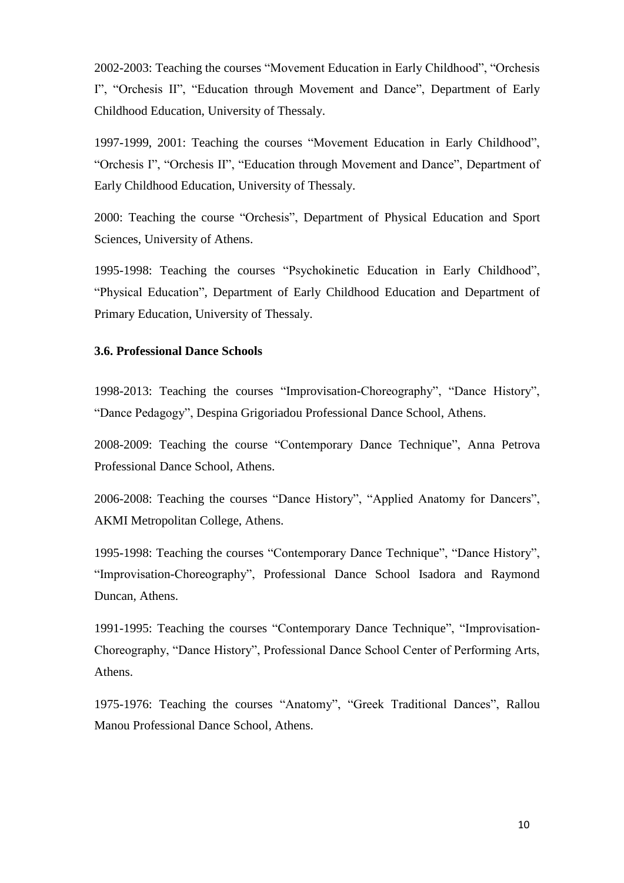2002-2003: Teaching the courses "Movement Education in Early Childhood", "Orchesis I", "Orchesis II", "Education through Movement and Dance", Department of Early Childhood Education, University of Thessaly.

1997-1999, 2001: Teaching the courses "Movement Education in Early Childhood", "Orchesis I", "Orchesis II", "Education through Movement and Dance", Department of Early Childhood Education, University of Thessaly.

2000: Teaching the course "Orchesis", Department of Physical Education and Sport Sciences, University of Athens.

1995-1998: Teaching the courses "Psychokinetic Education in Early Childhood", "Physical Education", Department of Early Childhood Education and Department of Primary Education, University of Thessaly.

### 3.6. Professional Dance Schools

1998-2013: Teaching the courses "Improvisation-Choreography", "Dance History", "Dance Pedagogy", Despina Grigoriadou Professional Dance School, Athens.

2008-2009: Teaching the course "Contemporary Dance Technique", Anna Petrova Professional Dance School, Athens.

2006-2008: Teaching the courses "Dance History", "Applied Anatomy for Dancers", AKMI Metropolitan College, Athens.

1995-1998: Teaching the courses "Contemporary Dance Technique", "Dance History", "Improvisation-Choreography", Professional Dance School Isadora and Raymond Duncan, Athens.

1991-1995: Teaching the courses "Contemporary Dance Technique", "Improvisation-Choreography, "Dance History", Professional Dance School Center of Performing Arts, Athens.

1975-1976: Teaching the courses "Anatomy", "Greek Traditional Dances", Rallou Manou Professional Dance School, Athens.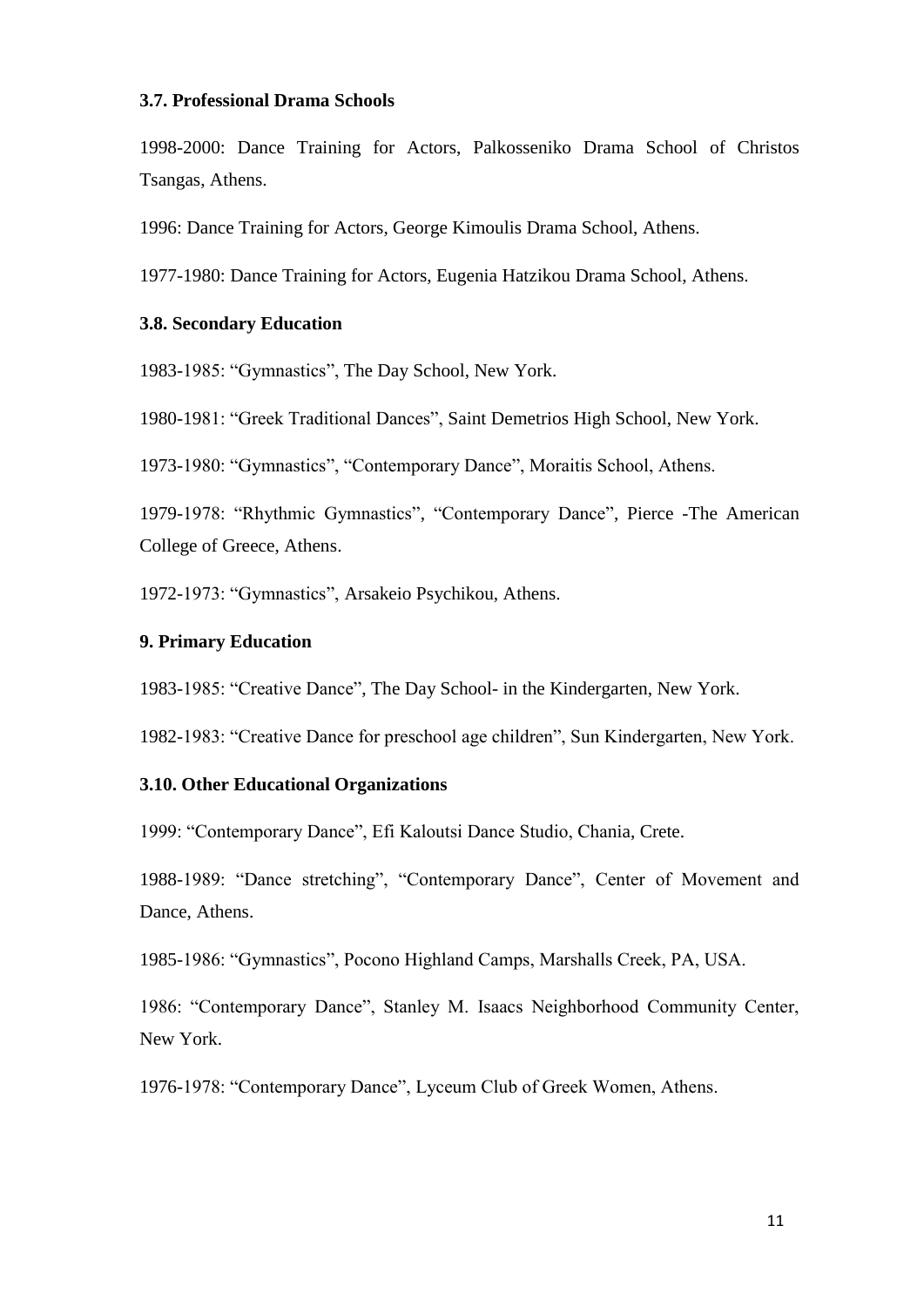### 3.7. Professional Drama Schools

1998-2000: Dance Training for Actors, Palkosseniko Drama School of Christos Tsangas, Athens.

1996: Dance Training for Actors, George Kimoulis Drama School, Athens.

1977-1980: Dance Training for Actors, Eugenia Hatzikou Drama School, Athens.

### 3.8. Secondary Education

1983-1985: "Gymnastics", The Day School, New York.

1980-1981: "Greek Traditional Dances", Saint Demetrios High School, New York.

1973-1980: "Gymnastics", "Contemporary Dance", Moraitis School, Athens.

1979-1978: "Rhythmic Gymnastics", "Contemporary Dance", Pierce -The American College of Greece, Athens.

1972-1973: "Gymnastics", Arsakeio Psychikou, Athens.

### 9. Primary Education

1983-1985: "Creative Dance", The Day School- in the Kindergarten, New York.

1982-1983: "Creative Dance for preschool age children", Sun Kindergarten, New York.

### 3.10. Other Educational Organizations

1999: "Contemporary Dance", Efi Kaloutsi Dance Studio, Chania, Crete.

1988-1989: "Dance stretching", "Contemporary Dance", Center of Movement and Dance, Athens.

1985-1986: "Gymnastics", Pocono Highland Camps, Marshalls Creek, PA, USA.

1986: "Contemporary Dance", Stanley M. Isaacs Neighborhood Community Center, New York.

1976-1978: "Contemporary Dance", Lyceum Club of Greek Women, Athens.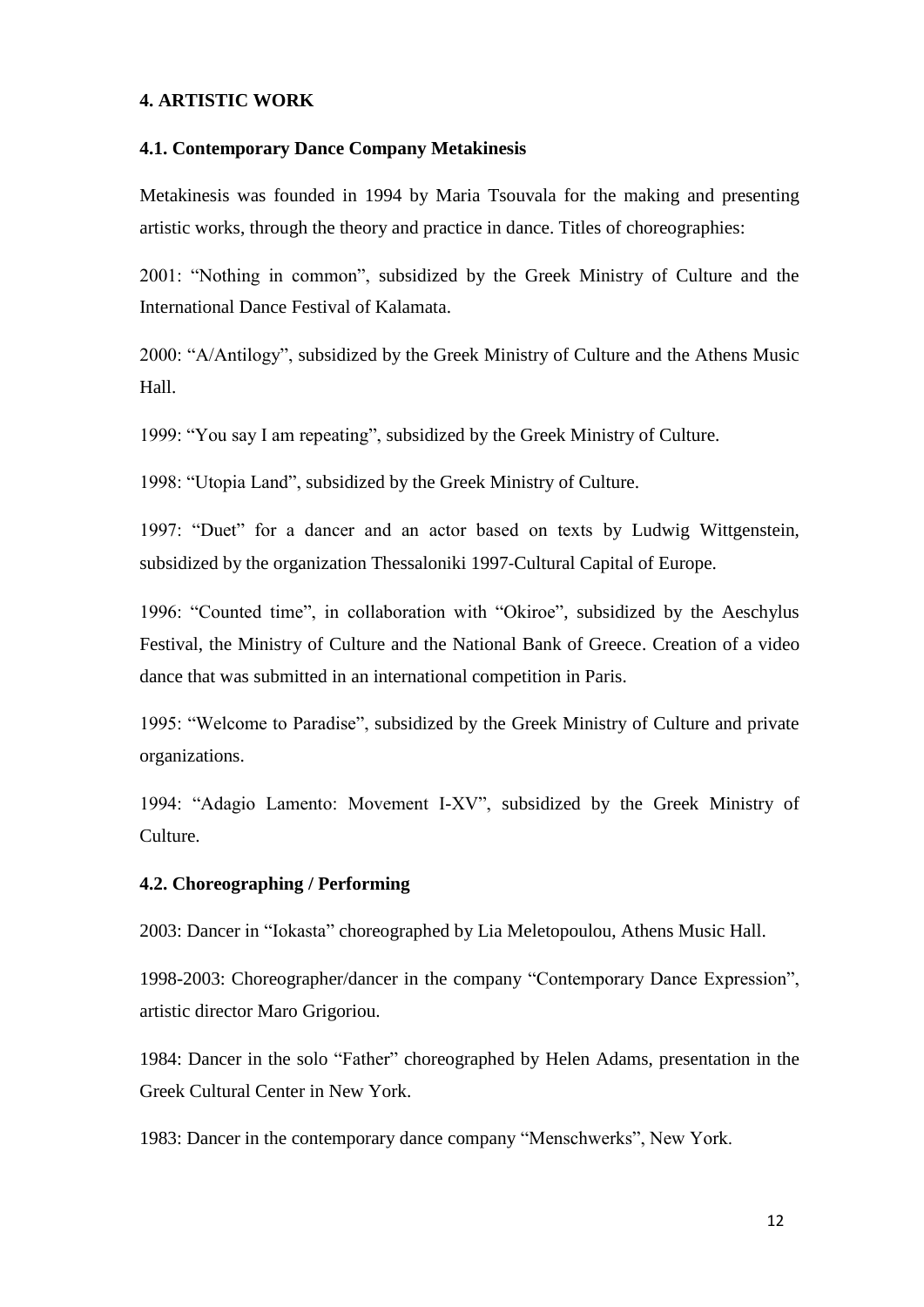## 4. ARTISTIC WORK

### 4.1. Contemporary Dance Company Metakinesis

Metakinesis was founded in 1994 by Maria Tsouvala for the making and presenting artistic works, through the theory and practice in dance. Titles of choreographies:

2001: "Nothing in common", subsidized by the Greek Ministry of Culture and the International Dance Festival of Kalamata.

2000: "A/Antilogy", subsidized by the Greek Ministry of Culture and the Athens Music Hall.

1999: "You say I am repeating", subsidized by the Greek Ministry of Culture.

1998: "Utopia Land", subsidized by the Greek Ministry of Culture.

1997: "Duet" for a dancer and an actor based on texts by Ludwig Wittgenstein, subsidized by the organization Thessaloniki 1997-Cultural Capital of Europe.

1996: "Counted time", in collaboration with "Okiroe", subsidized by the Aeschylus Festival, the Ministry of Culture and the National Bank of Greece. Creation of a video dance that was submitted in an international competition in Paris.

1995: "Welcome to Paradise", subsidized by the Greek Ministry of Culture and private organizations.

1994: "Adagio Lamento: Movement I-XV", subsidized by the Greek Ministry of Culture.

### 4.2. Choreographing / Performing

2003: Dancer in "Iokasta" choreographed by Lia Meletopoulou, Athens Music Hall.

1998-2003: Choreographer/dancer in the company "Contemporary Dance Expression", artistic director Maro Grigoriou.

1984: Dancer in the solo "Father" choreographed by Helen Adams, presentation in the Greek Cultural Center in New York.

1983: Dancer in the contemporary dance company "Menschwerks", New York.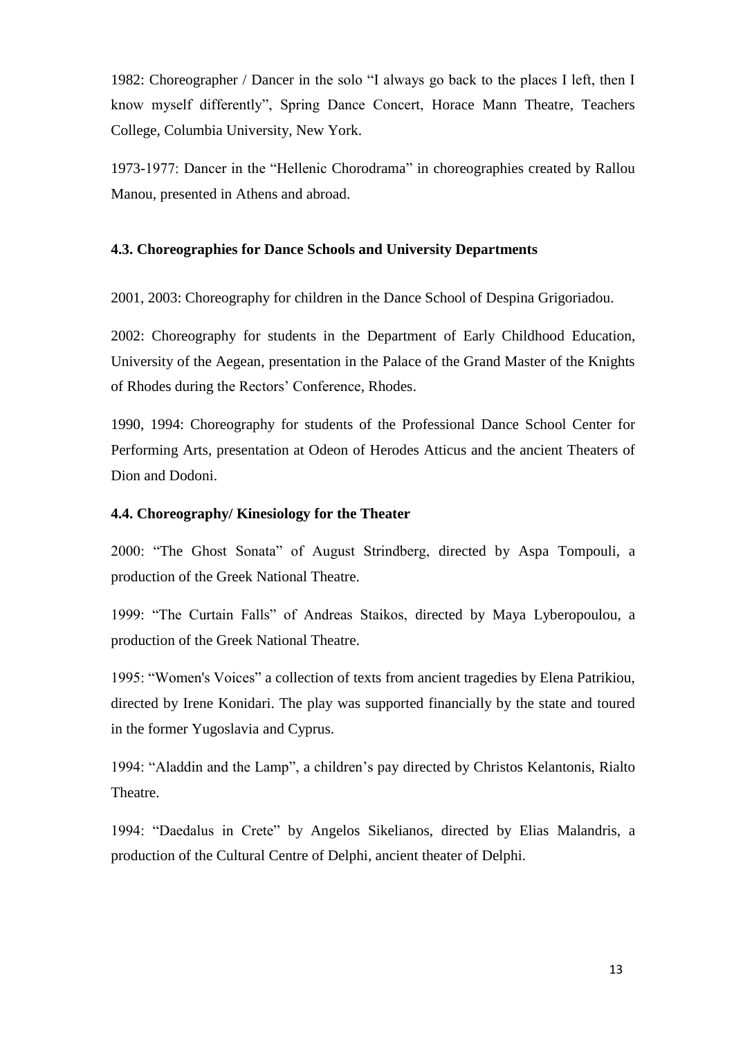1982: Choreographer / Dancer in the solo "I always go back to the places I left, then I know myself differently", Spring Dance Concert, Horace Mann Theatre, Teachers College, Columbia University, New York.

1973-1977: Dancer in the "Hellenic Chorodrama" in choreographies created by Rallou Manou, presented in Athens and abroad.

#### 4.3. Choreographies for Dance Schools and University Departments

2001, 2003: Choreography for children in the Dance School of Despina Grigoriadou.

2002: Choreography for students in the Department of Early Childhood Education, University of the Aegean, presentation in the Palace of the Grand Master of the Knights of Rhodes during the Rectors' Conference, Rhodes.

1990, 1994: Choreography for students of the Professional Dance School Center for Performing Arts, presentation at Odeon of Herodes Atticus and the ancient Theaters of Dion and Dodoni.

#### 4.4. Choreography/ Kinesiology for the Theater

2000: "The Ghost Sonata" of August Strindberg, directed by Aspa Tompouli, a production of the Greek National Theatre.

1999: "The Curtain Falls" of Andreas Staikos, directed by Maya Lyberopoulou, a production of the Greek National Theatre.

1995: "Women's Voices" a collection of texts from ancient tragedies by Elena Patrikiou, directed by Irene Konidari. The play was supported financially by the state and toured in the former Yugoslavia and Cyprus.

1994: "Aladdin and the Lamp", a children's pay directed by Christos Kelantonis, Rialto Theatre.

1994: "Daedalus in Crete" by Angelos Sikelianos, directed by Elias Malandris, a production of the Cultural Centre of Delphi, ancient theater of Delphi.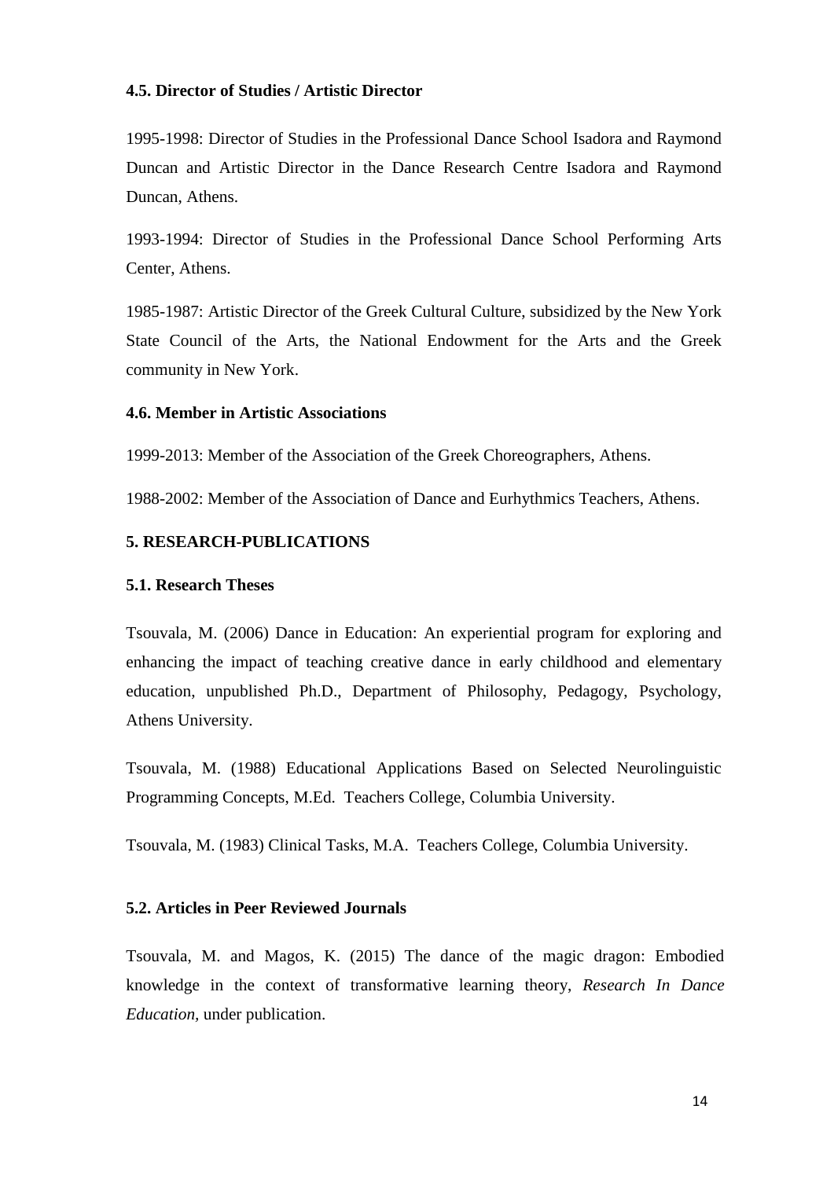**4.5. Director of Studies / Artistic Director**

1995-1998: Director of Studies in the Professional Dance School Isadora and Raymond Duncan and Artistic Director in the Dance Research Centre Isadora and Raymond Duncan, Athens.

1993-1994: Director of Studies in the Professional Dance School Performing Arts Center, Athens.

1985-1987: Artistic Director of the Greek Cultural Culture, subsidized by the New York State Council of the Arts, the National Endowment for the Arts and the Greek community in New York.

**4.6. Member in Artistic Associations**

1999-2013: Member of the Association of the Greek Choreographers, Athens.

1988-2002: Member of the Association of Dance and Eurhythmics Teachers, Athens.

**5. RESEARCH-PUBLICATIONS**

**5.1. Research Theses**

Tsouvala, M. (2006) Dance in Education: An experiential program for exploring and enhancing the impact of teaching creative dance in early childhood and elementary education, unpublished Ph.D., Department of Philosophy, Pedagogy, Psychology, Athens University.

Tsouvala, M. (1988) Educational Applications Based on Selected Neurolinguistic Programming Concepts, M.Ed. Teachers College, Columbia University.

Tsouvala, M. (1983) Clinical Tasks, M.A. Teachers College, Columbia University.

**5.2. Articles in Peer Reviewed Journals**

Tsouvala, M. and Magos, K. (2015) The dance of the magic dragon: Embodied knowledge in the context of transformative learning theory, *Research In Dance Education*, under publication.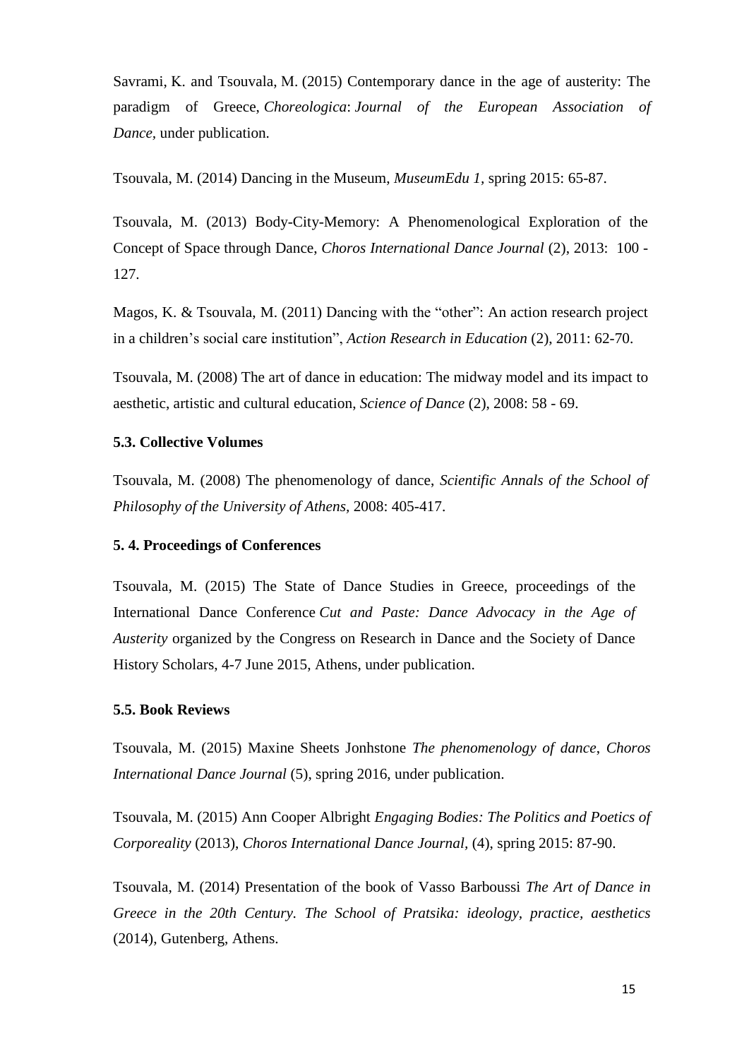Savrami, K. and Tsouvala, M. (2015) Contemporary dance in the age of austerity: The paradigm of Greece, *Choreologica*: *Journal of the European Association of Dance*, under publication.

Tsouvala, M. (2014) Dancing in the Museum, *MuseumEdu 1*, spring 2015: 65-87.

Tsouvala, M. (2013) Body-City-Memory: A Phenomenological Exploration of the Concept of Space through Dance, *Choros International Dance Journal* (2), 2013: 100 - 127.

Magos, K. & Tsouvala, M. (2011) Dancing with the "other": An action research project in a children's social care institution", *Action Research in Education* (2), 2011: 62-70.

Tsouvala, M. (2008) The art of dance in education: The midway model and its impact to aesthetic, artistic and cultural education, *Science of Dance* (2), 2008: 58 - 69.

### 5.3. Collective Volumes

Tsouvala, M. (2008) The phenomenology of dance, *Scientific Annals of the School of Philosophy of the University of Athens*, 2008: 405-417.

### 5. 4. Proceedings of Conferences

Tsouvala, M. (2015) The State of Dance Studies in Greece, proceedings of the International Dance Conference *Cut and Paste: Dance Advocacy in the Age of Austerity* organized by the Congress on Research in Dance and the Society of Dance History Scholars, 4-7 June 2015, Athens, under publication.

### 5.5. Book Reviews

Tsouvala, M. (2015) Maxine Sheets Jonhstone *The phenomenology of dance*, *Choros International Dance Journal* (5), spring 2016, under publication.

Tsouvala, M. (2015) Ann Cooper Albright *Engaging Bodies: The Politics and Poetics of Corporeality* (2013), *Choros International Dance Journal*, (4), spring 2015: 87-90.

Tsouvala, M. (2014) Presentation of the book of Vasso Barboussi *The Art of Dance in Greece in the 20th Century. The School of Pratsika: ideology, practice, aesthetics* (2014), Gutenberg, Athens.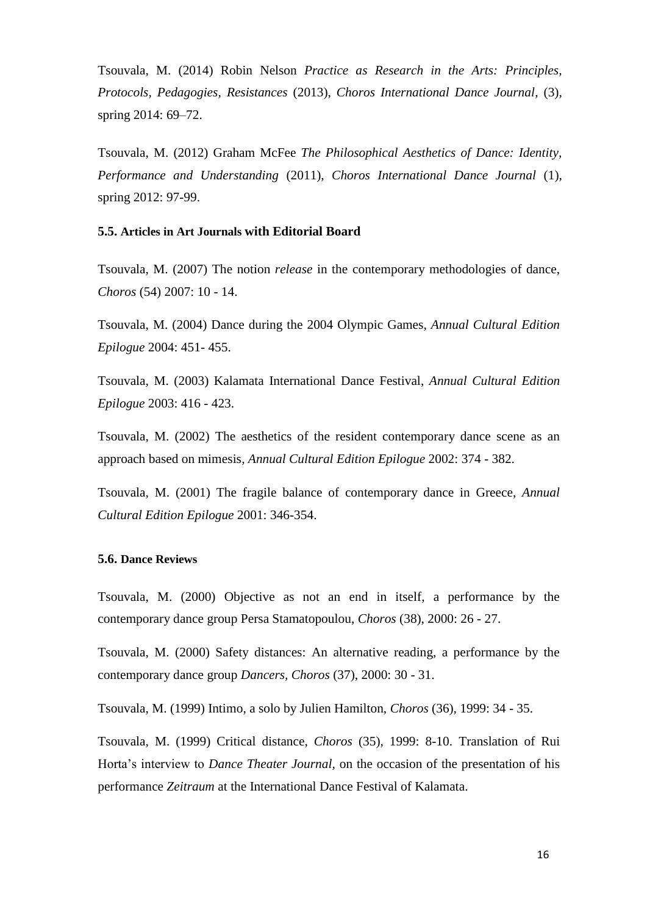Tsouvala, M. (2014) Robin Nelson *Practice as Research in the Arts: Principles, Protocols, Pedagogies, Resistances* (2013), *Choros International Dance Journal*, (3), spring 2014: 69–72.

Tsouvala, M. (2012) Graham McFee *The Philosophical Aesthetics of Dance: Identity, Performance and Understanding* (2011), *Choros International Dance Journal* (1), spring 2012: 97-99.

### 5.5. Articles in Art Journals with Editorial Board

Tsouvala, M. (2007) The notion *release* in the contemporary methodologies of dance, *Choros* (54) 2007: 10 - 14.

Tsouvala, M. (2004) Dance during the 2004 Olympic Games, *Annual Cultural Edition Epilogue* 2004: 451- 455.

Tsouvala, M. (2003) Kalamata International Dance Festival, *Annual Cultural Edition Epilogue* 2003: 416 - 423.

Tsouvala, M. (2002) The aesthetics of the resident contemporary dance scene as an approach based on mimesis, *Annual Cultural Edition Epilogue* 2002: 374 - 382.

Tsouvala, M. (2001) The fragile balance of contemporary dance in Greece, *Annual Cultural Edition Epilogue* 2001: 346-354.

### 5.6. Dance Reviews

Tsouvala, M. (2000) Objective as not an end in itself, a performance by the contemporary dance group Persa Stamatopoulou, *Choros* (38), 2000: 26 - 27.

Tsouvala, M. (2000) Safety distances: An alternative reading, a performance by the contemporary dance group *Dancers*, *Choros* (37), 2000: 30 - 31.

Tsouvala, M. (1999) Intimo, a solo by Julien Hamilton, *Choros* (36), 1999: 34 - 35.

Tsouvala, M. (1999) Critical distance, *Choros* (35), 1999: 8-10. Translation of Rui Horta's interview to *Dance Theater Journal*, on the occasion of the presentation of his performance *Zeitraum* at the International Dance Festival of Kalamata.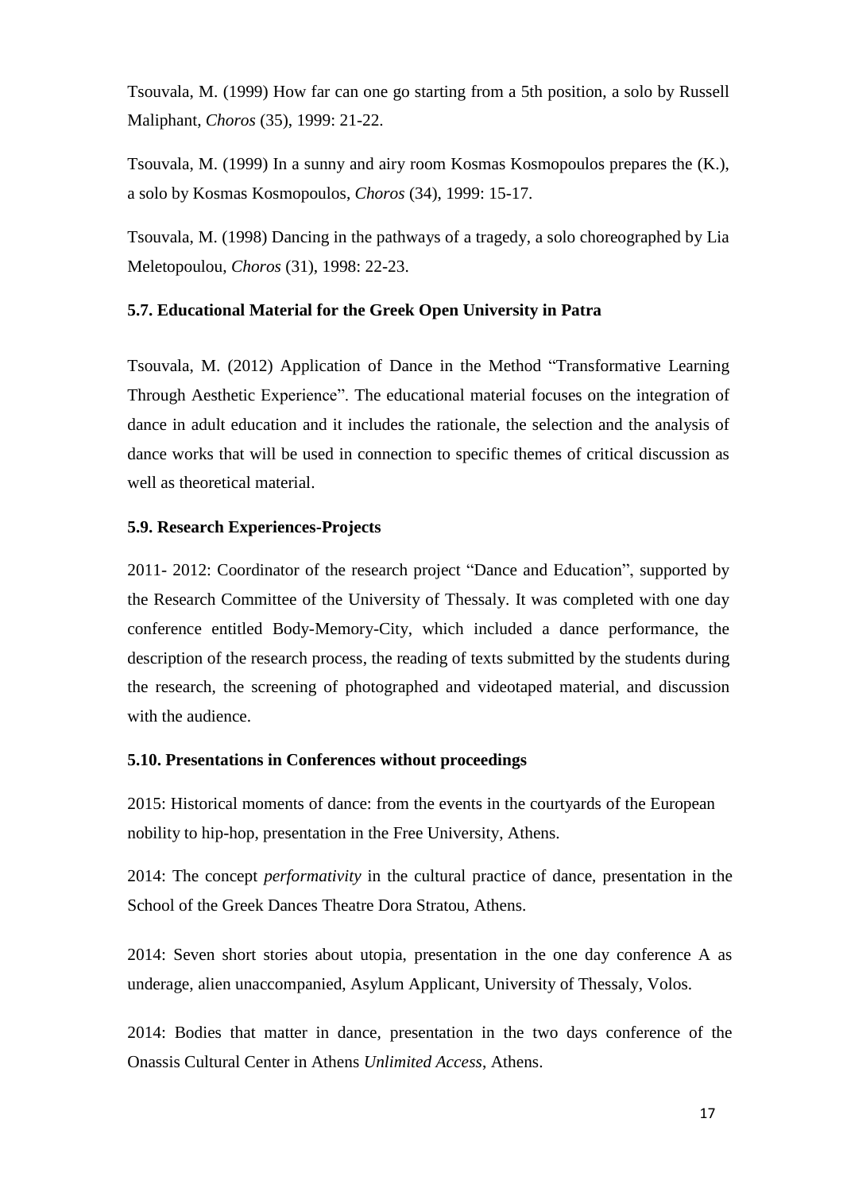Tsouvala, M. (1999) How far can one go starting from a 5th position, a solo by Russell Maliphant, *Choros* (35), 1999: 21-22.

Tsouvala, M. (1999) In a sunny and airy room Kosmas Kosmopoulos prepares the (K.), a solo by Kosmas Kosmopoulos, *Choros* (34), 1999: 15-17.

Tsouvala, M. (1998) Dancing in the pathways of a tragedy, a solo choreographed by Lia Meletopoulou, *Choros* (31), 1998: 22-23.

### 5.7. Educational Material for the Greek Open University in Patra

Tsouvala, M. (2012) Application of Dance in the Method "Transformative Learning Through Aesthetic Experience". The educational material focuses on the integration of dance in adult education and it includes the rationale, the selection and the analysis of dance works that will be used in connection to specific themes of critical discussion as well as theoretical material.

### 5.9. Research Experiences-Projects

2011- 2012: Coordinator of the research project "Dance and Education", supported by the Research Committee of the University of Thessaly. It was completed with one day conference entitled Body-Memory-City, which included a dance performance, the description of the research process, the reading of texts submitted by the students during the research, the screening of photographed and videotaped material, and discussion with the audience.

### 5.10. Presentations in Conferences without proceedings

2015: Historical moments of dance: from the events in the courtyards of the European nobility to hip-hop, presentation in the Free University, Athens.

2014: The concept *performativity* in the cultural practice of dance, presentation in the School of the Greek Dances Theatre Dora Stratou, Athens.

2014: Seven short stories about utopia, presentation in the one day conference A as underage, alien unaccompanied, Asylum Applicant, University of Thessaly, Volos.

2014: Bodies that matter in dance, presentation in the two days conference of the Onassis Cultural Center in Athens *Unlimited Access*, Athens.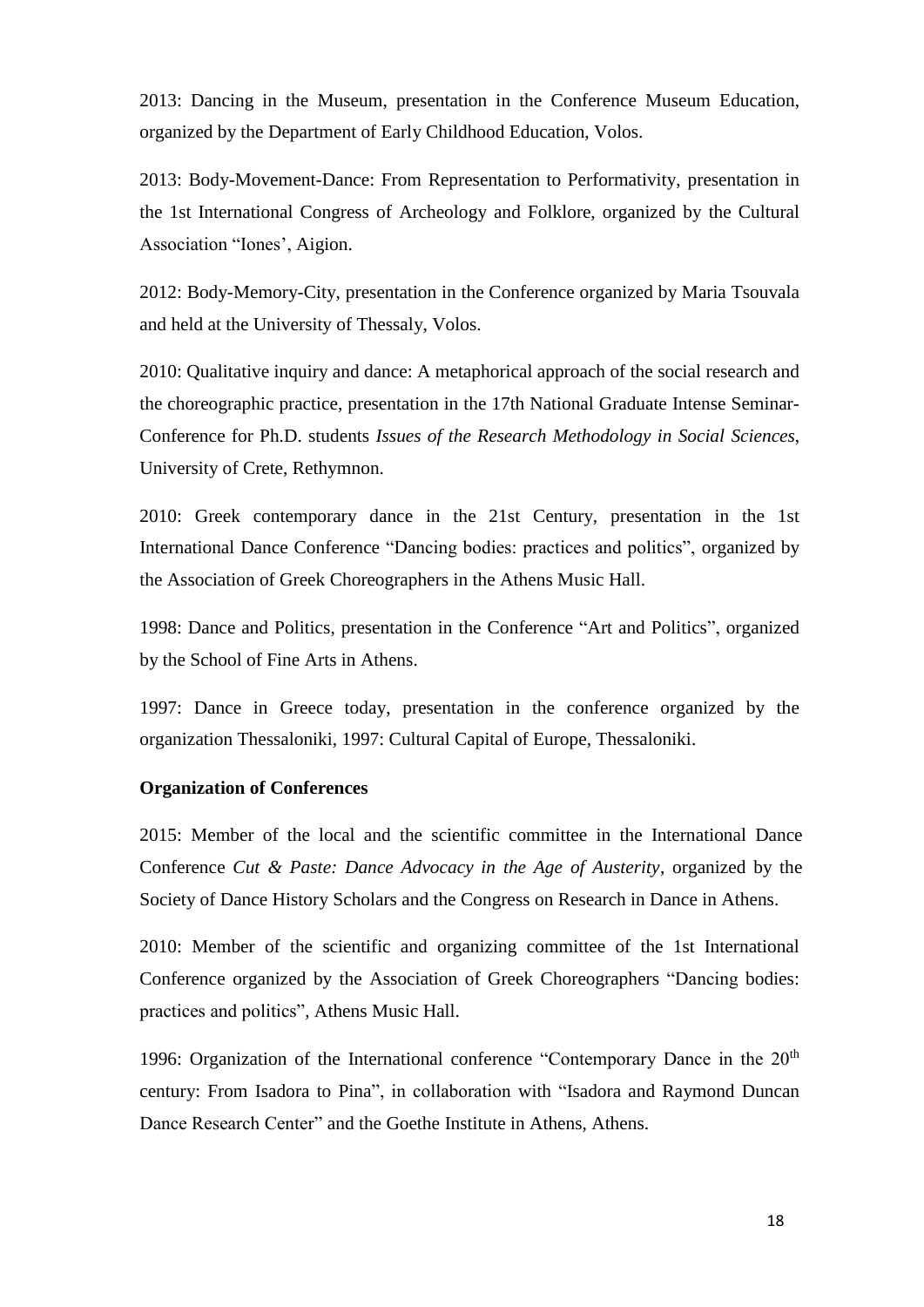2013: Dancing in the Museum, presentation in the Conference Museum Education, organized by the Department of Early Childhood Education, Volos.

2013: Body-Movement-Dance: From Representation to Performativity, presentation in the 1st International Congress of Archeology and Folklore, organized by the Cultural Association "Iones', Aigion.

2012: Body-Memory-City, presentation in the Conference organized by Maria Tsouvala and held at the University of Thessaly, Volos.

2010: Qualitative inquiry and dance: A metaphorical approach of the social research and the choreographic practice, presentation in the 17th National Graduate Intense Seminar-Conference for Ph.D. students *Issues of the Research Methodology in Social Sciences*, University of Crete, Rethymnon.

2010: Greek contemporary dance in the 21st Century, presentation in the 1st International Dance Conference "Dancing bodies: practices and politics", organized by the Association of Greek Choreographers in the Athens Music Hall.

1998: Dance and Politics, presentation in the Conference "Art and Politics", organized by the School of Fine Arts in Athens.

1997: Dance in Greece today, presentation in the conference organized by the organization Thessaloniki, 1997: Cultural Capital of Europe, Thessaloniki.

**Organization of Conferences**

2015: Member of the local and the scientific committee in the International Dance Conference *Cut & Paste: Dance Advocacy in the Age of Austerity*, organized by the Society of Dance History Scholars and the Congress on Research in Dance in Athens.

2010: Member of the scientific and organizing committee of the 1st International Conference organized by the Association of Greek Choreographers "Dancing bodies: practices and politics", Athens Music Hall.

1996: Organization of the International conference "Contemporary Dance in the 20th century: From Isadora to Pina", in collaboration with "Isadora and Raymond Duncan Dance Research Center" and the Goethe Institute in Athens, Athens.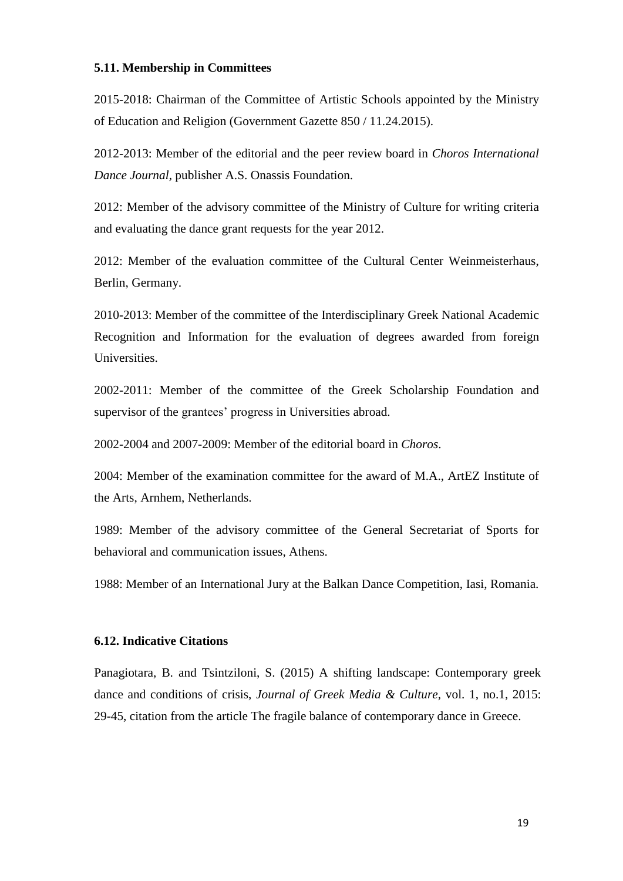### 5.11. Membership in Committees

2015-2018: Chairman of the Committee of Artistic Schools appointed by the Ministry of Education and Religion (Government Gazette 850 / 11.24.2015).

2012-2013: Member of the editorial and the peer review board in *Choros International Dance Journal*, publisher A.S. Onassis Foundation.

2012: Member of the advisory committee of the Ministry of Culture for writing criteria and evaluating the dance grant requests for the year 2012.

2012: Member of the evaluation committee of the Cultural Center Weinmeisterhaus, Berlin, Germany.

2010-2013: Member of the committee of the Interdisciplinary Greek National Academic Recognition and Information for the evaluation of degrees awarded from foreign Universities.

2002-2011: Member of the committee of the Greek Scholarship Foundation and supervisor of the grantees' progress in Universities abroad.

2002-2004 and 2007-2009: Member of the editorial board in *Choros*.

2004: Member of the examination committee for the award of M.A., ArtEZ Institute of the Arts, Arnhem, Netherlands.

1989: Member of the advisory committee of the General Secretariat of Sports for behavioral and communication issues, Athens.

1988: Member of an International Jury at the Balkan Dance Competition, Iasi, Romania.

### 6.12. Indicative Citations

Panagiotara, B. and Tsintziloni, S. (2015) A shifting landscape: Contemporary greek dance and conditions of crisis, *Journal of Greek Media & Culture*, vol. 1, no.1, 2015: 29-45, citation from the article The fragile balance of contemporary dance in Greece.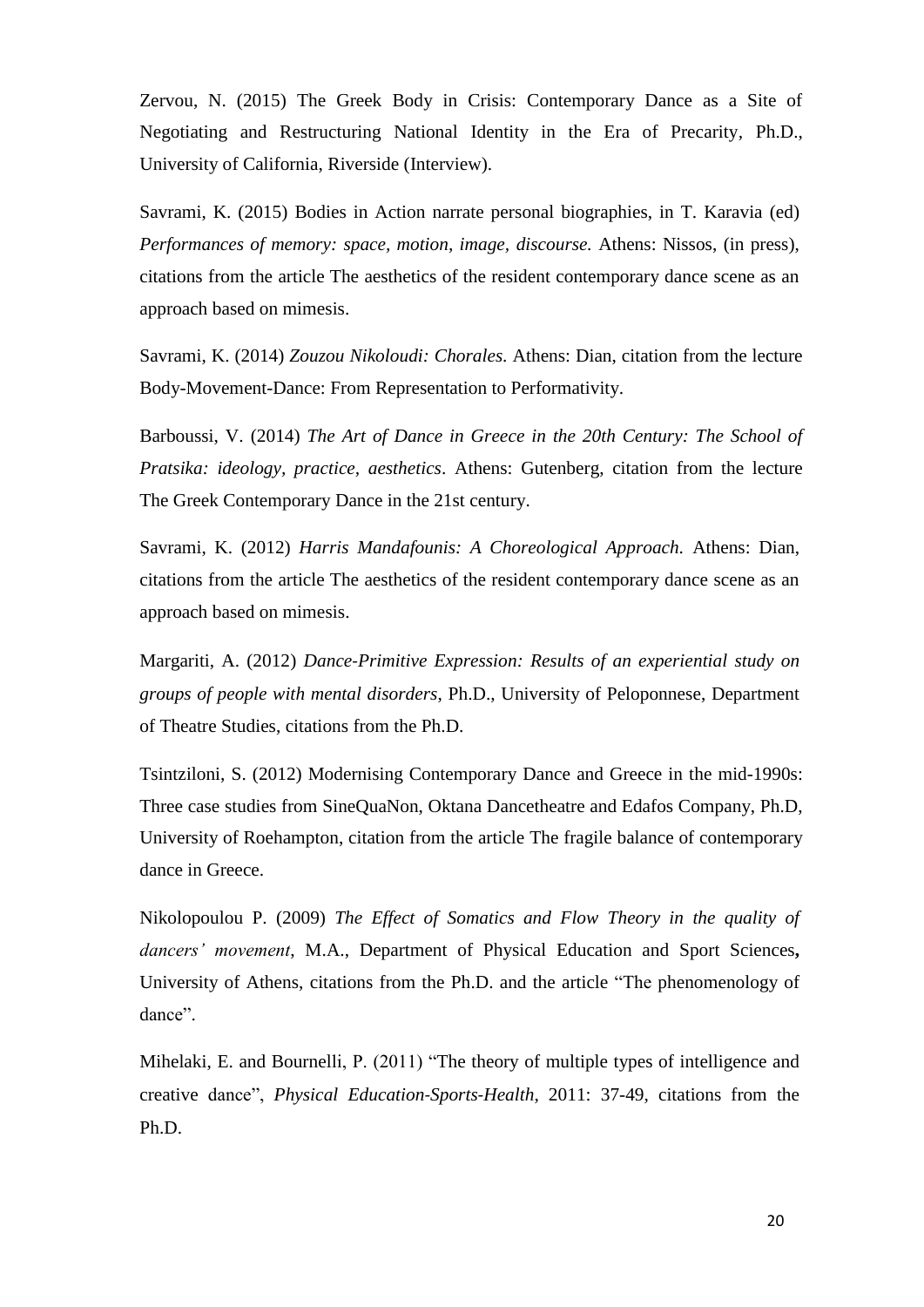Zervou, N. (2015) The Greek Body in Crisis: Contemporary Dance as a Site of Negotiating and Restructuring National Identity in the Era of Precarity, Ph.D., University of California, Riverside (Interview).

Savrami, K. (2015) Bodies in Action narrate personal biographies, in T. Karavia (ed) *Performances of memory: space, motion, image, discourse.* Athens: Nissos, (in press), citations from the article The aesthetics of the resident contemporary dance scene as an approach based on mimesis.

Savrami, K. (2014) *Zouzou Nikoloudi: Chorales.* Athens: Dian, citation from the lecture Body-Movement-Dance: From Representation to Performativity.

Barboussi, V. (2014) *The Art of Dance in Greece in the 20th Century: The School of Pratsika: ideology, practice, aesthetics*. Athens: Gutenberg, citation from the lecture The Greek Contemporary Dance in the 21st century.

Savrami, K. (2012) *Harris Mandafounis: A Choreological Approach.* Athens: Dian, citations from the article The aesthetics of the resident contemporary dance scene as an approach based on mimesis.

Margariti, A. (2012) *Dance-Primitive Expression: Results of an experiential study on groups of people with mental disorders*, Ph.D., University of Peloponnese, Department of Theatre Studies, citations from the Ph.D.

Tsintziloni, S. (2012) Modernising Contemporary Dance and Greece in the mid-1990s: Three case studies from SineQuaNon, Oktana Dancetheatre and Edafos Company, Ph.D, University of Roehampton, citation from the article The fragile balance of contemporary dance in Greece.

Nikolopoulou P. (2009) *The Effect of Somatics and Flow Theory in the quality of dancers' movement*, M.A., Department of Physical Education and Sport Sciences**,** University of Athens, citations from the Ph.D. and the article "The phenomenology of dance".

Mihelaki, E. and Bournelli, P. (2011) "The theory of multiple types of intelligence and creative dance", *Physical Education-Sports-Health*, 2011: 37-49, citations from the Ph.D.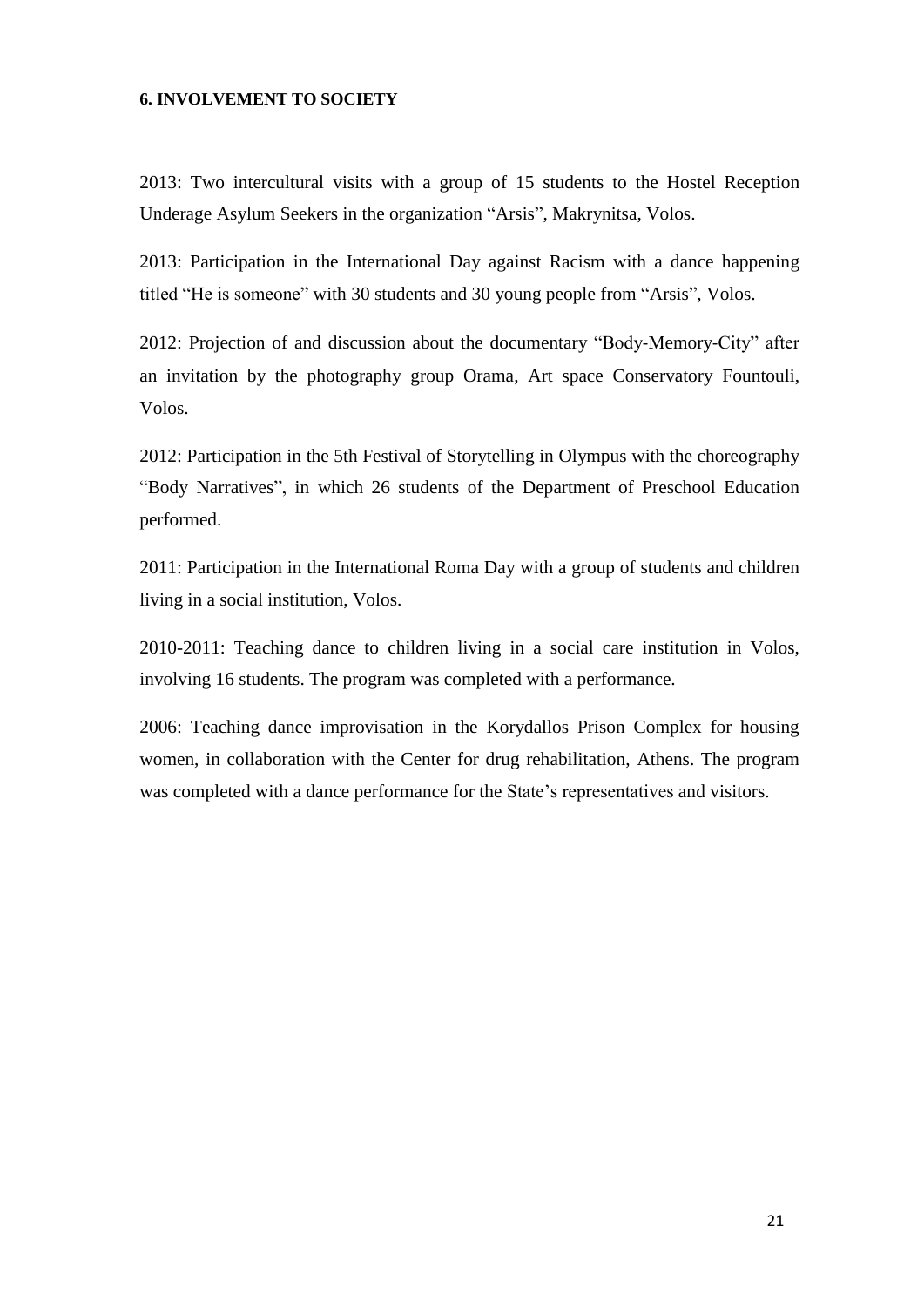**6. INVOLVEMENT TO SOCIETY**

2013: Two intercultural visits with a group of 15 students to the Hostel Reception Underage Asylum Seekers in the organization "Arsis", Makrynitsa, Volos.

2013: Participation in the International Day against Racism with a dance happening titled "He is someone" with 30 students and 30 young people from "Arsis", Volos.

2012: Projection of and discussion about the documentary "Body-Memory-City" after an invitation by the photography group Orama, Art space Conservatory Fountouli, Volos.

2012: Participation in the 5th Festival of Storytelling in Olympus with the choreography "Body Narratives", in which 26 students of the Department of Preschool Education performed.

2011: Participation in the International Roma Day with a group of students and children living in a social institution, Volos.

2010-2011: Teaching dance to children living in a social care institution in Volos, involving 16 students. The program was completed with a performance.

2006: Teaching dance improvisation in the Korydallos Prison Complex for housing women, in collaboration with the Center for drug rehabilitation, Athens. The program was completed with a dance performance for the State's representatives and visitors.